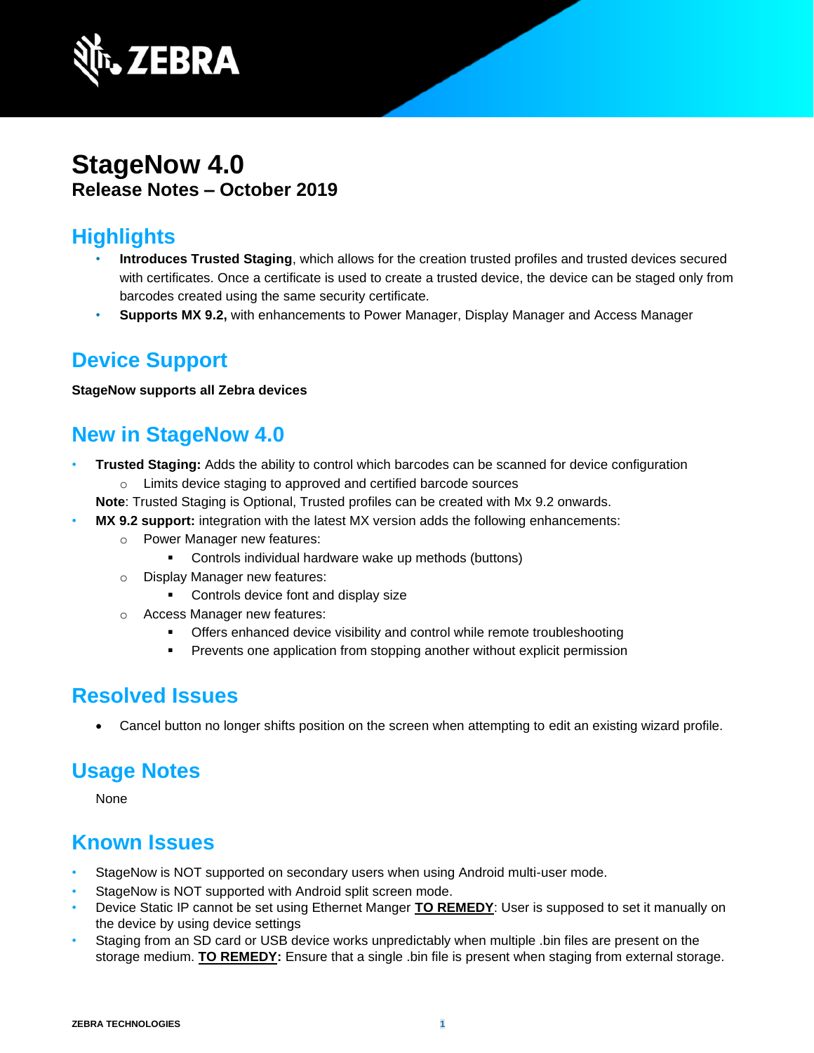# StageNow 4.0

## Release Notes – October 2019

## Highlights

- **Introduces Trusted Staging**, which allows for the creation trusted profiles and trusted devices secured with certificates. Once a certificate is used to create a trusted device, the device can be staged only from barcodes created using the same security certificate.
- **Supports MX 9.2,** with enhancements to Power Manager, Display Manager and Access Manager

## Device Support

**StageNow supports all Zebra devices**

## New in StageNow 4.0

- **Trusted Staging:** Adds the ability to control which barcodes can be scanned for device configuration
  - Limits device staging to approved and certified barcode sources

  **Note**: Trusted Staging is Optional, Trusted profiles can be created with Mx 9.2 onwards.
- **MX 9.2 support:** integration with the latest MX version adds the following enhancements:
  - Power Manager new features:
    - Controls individual hardware wake up methods (buttons)
  - Display Manager new features:
    - Controls device font and display size
  - Access Manager new features:
    - Offers enhanced device visibility and control while remote troubleshooting
    - Prevents one application from stopping another without explicit permission

## Resolved Issues

- Cancel button no longer shifts position on the screen when attempting to edit an existing wizard profile.

## Usage Notes

None

## Known Issues

- StageNow is NOT supported on secondary users when using Android multi-user mode.
- StageNow is NOT supported with Android split screen mode.
- Device Static IP cannot be set using Ethernet Manger **TO REMEDY**: User is supposed to set it manually on the device by using device settings
- Staging from an SD card or USB device works unpredictably when multiple .bin files are present on the storage medium. **TO REMEDY:** Ensure that a single .bin file is present when staging from external storage.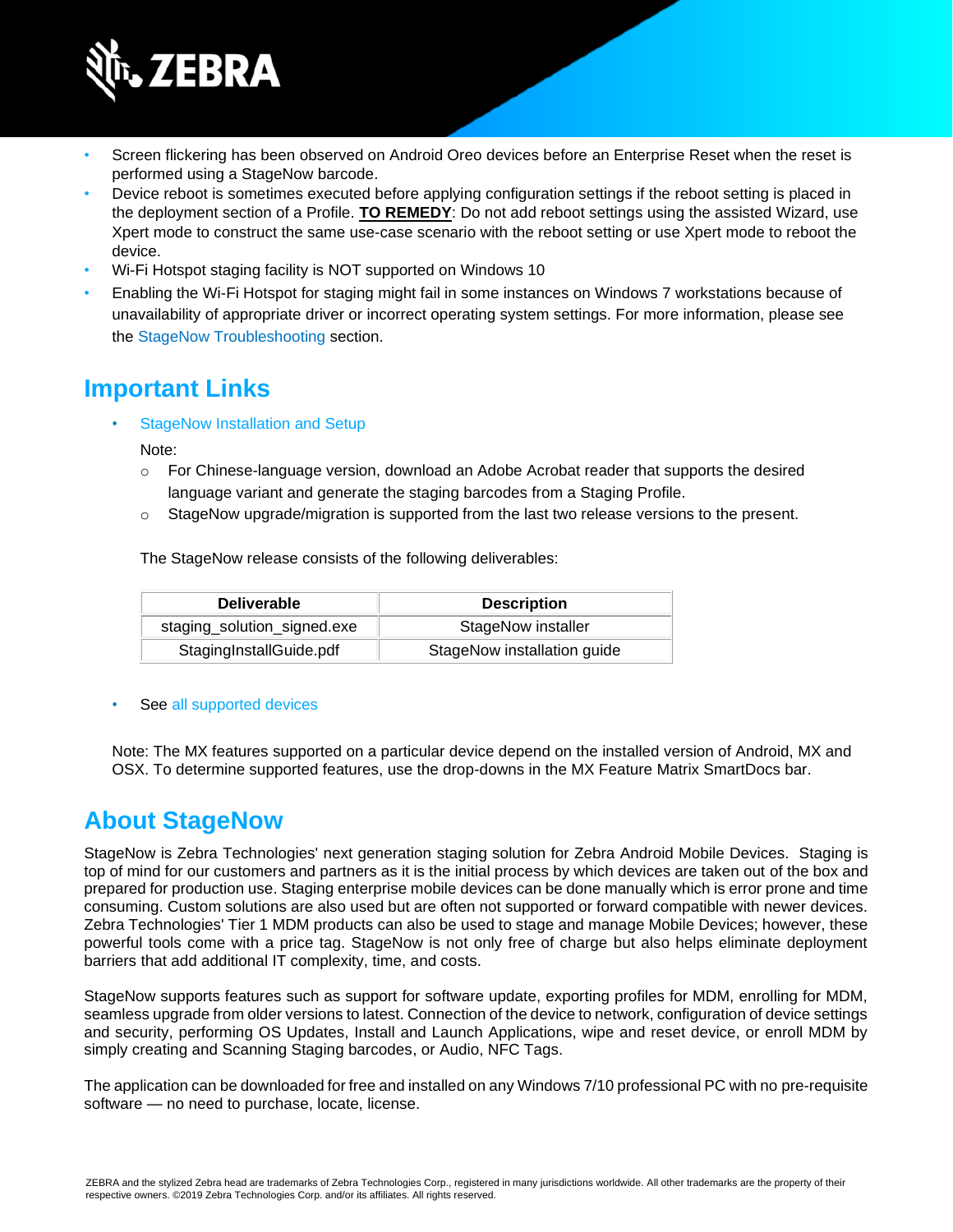- Screen flickering has been observed on Android Oreo devices before an Enterprise Reset when the reset is performed using a StageNow barcode.
- Device reboot is sometimes executed before applying configuration settings if the reboot setting is placed in the deployment section of a Profile. **TO REMEDY**: Do not add reboot settings using the assisted Wizard, use Xpert mode to construct the same use-case scenario with the reboot setting or use Xpert mode to reboot the device.
- Wi-Fi Hotspot staging facility is NOT supported on Windows 10
- Enabling the Wi-Fi Hotspot for staging might fail in some instances on Windows 7 workstations because of unavailability of appropriate driver or incorrect operating system settings. For more information, please see the StageNow Troubleshooting section.

## Important Links

- StageNow Installation and Setup

  Note:
  - For Chinese-language version, download an Adobe Acrobat reader that supports the desired language variant and generate the staging barcodes from a Staging Profile.
  - StageNow upgrade/migration is supported from the last two release versions to the present.

  The StageNow release consists of the following deliverables:

  | Deliverable | Description |
  | --- | --- |
  | staging_solution_signed.exe | StageNow installer |
  | StagingInstallGuide.pdf | StageNow installation guide |

- See all supported devices

Note: The MX features supported on a particular device depend on the installed version of Android, MX and OSX. To determine supported features, use the drop-downs in the MX Feature Matrix SmartDocs bar.

## About StageNow

StageNow is Zebra Technologies' next generation staging solution for Zebra Android Mobile Devices. Staging is top of mind for our customers and partners as it is the initial process by which devices are taken out of the box and prepared for production use. Staging enterprise mobile devices can be done manually which is error prone and time consuming. Custom solutions are also used but are often not supported or forward compatible with newer devices. Zebra Technologies' Tier 1 MDM products can also be used to stage and manage Mobile Devices; however, these powerful tools come with a price tag. StageNow is not only free of charge but also helps eliminate deployment barriers that add additional IT complexity, time, and costs.

StageNow supports features such as support for software update, exporting profiles for MDM, enrolling for MDM, seamless upgrade from older versions to latest. Connection of the device to network, configuration of device settings and security, performing OS Updates, Install and Launch Applications, wipe and reset device, or enroll MDM by simply creating and Scanning Staging barcodes, or Audio, NFC Tags.

The application can be downloaded for free and installed on any Windows 7/10 professional PC with no pre-requisite software — no need to purchase, locate, license.